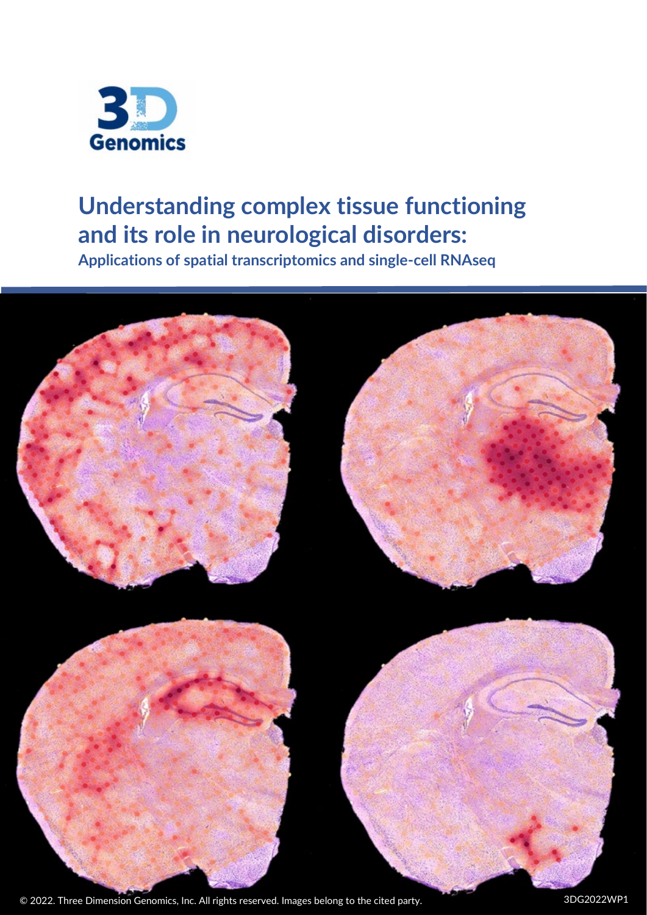# Understanding complex tissue functioning and its role in neurological disorders:

**Applications of spatial transcriptomics and single-cell RNAseq**

© 2022. Three Dimension Genomics, Inc. All rights reserved. Images belong to the cited party.

3DG2022WP1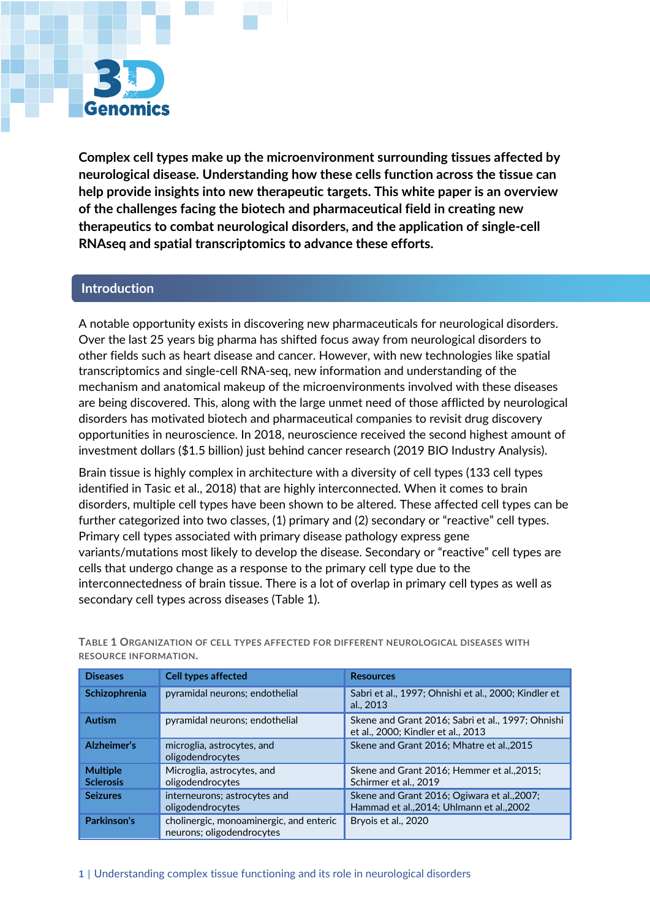**Complex cell types make up the microenvironment surrounding tissues affected by neurological disease. Understanding how these cells function across the tissue can help provide insights into new therapeutic targets. This white paper is an overview of the challenges facing the biotech and pharmaceutical field in creating new therapeutics to combat neurological disorders, and the application of single-cell RNAseq and spatial transcriptomics to advance these efforts.**

## Introduction

A notable opportunity exists in discovering new pharmaceuticals for neurological disorders. Over the last 25 years big pharma has shifted focus away from neurological disorders to other fields such as heart disease and cancer. However, with new technologies like spatial transcriptomics and single-cell RNA-seq, new information and understanding of the mechanism and anatomical makeup of the microenvironments involved with these diseases are being discovered. This, along with the large unmet need of those afflicted by neurological disorders has motivated biotech and pharmaceutical companies to revisit drug discovery opportunities in neuroscience. In 2018, neuroscience received the second highest amount of investment dollars ($1.5 billion) just behind cancer research (2019 BIO Industry Analysis).

Brain tissue is highly complex in architecture with a diversity of cell types (133 cell types identified in Tasic et al., 2018) that are highly interconnected. When it comes to brain disorders, multiple cell types have been shown to be altered. These affected cell types can be further categorized into two classes, (1) primary and (2) secondary or "reactive" cell types. Primary cell types associated with primary disease pathology express gene variants/mutations most likely to develop the disease. Secondary or "reactive" cell types are cells that undergo change as a response to the primary cell type due to the interconnectedness of brain tissue. There is a lot of overlap in primary cell types as well as secondary cell types across diseases (Table 1).

TABLE 1 ORGANIZATION OF CELL TYPES AFFECTED FOR DIFFERENT NEUROLOGICAL DISEASES WITH RESOURCE INFORMATION.

| Diseases | Cell types affected | Resources |
|---|---|---|
| **Schizophrenia** | pyramidal neurons; endothelial | Sabri et al., 1997; Ohnishi et al., 2000; Kindler et al., 2013 |
| **Autism** | pyramidal neurons; endothelial | Skene and Grant 2016; Sabri et al., 1997; Ohnishi et al., 2000; Kindler et al., 2013 |
| **Alzheimer's** | microglia, astrocytes, and oligodendrocytes | Skene and Grant 2016; Mhatre et al.,2015 |
| **Multiple Sclerosis** | Microglia, astrocytes, and oligodendrocytes | Skene and Grant 2016; Hemmer et al.,2015; Schirmer et al., 2019 |
| **Seizures** | interneurons; astrocytes and oligodendrocytes | Skene and Grant 2016; Ogiwara et al.,2007; Hammad et al.,2014; Uhlmann et al.,2002 |
| **Parkinson's** | cholinergic, monoaminergic, and enteric neurons; oligodendrocytes | Bryois et al., 2020 |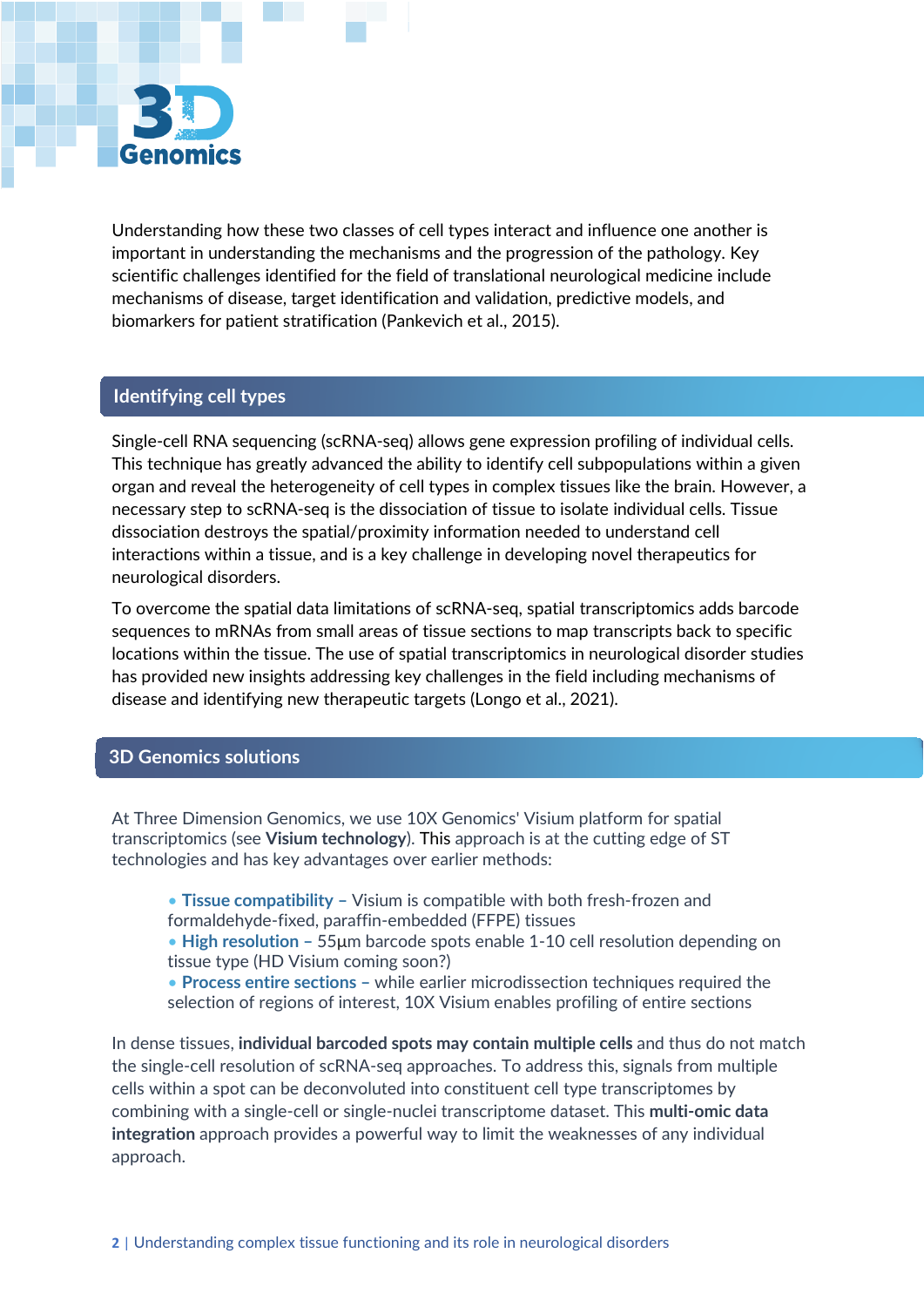Understanding how these two classes of cell types interact and influence one another is important in understanding the mechanisms and the progression of the pathology. Key scientific challenges identified for the field of translational neurological medicine include mechanisms of disease, target identification and validation, predictive models, and biomarkers for patient stratification (Pankevich et al., 2015).

## Identifying cell types

Single-cell RNA sequencing (scRNA-seq) allows gene expression profiling of individual cells. This technique has greatly advanced the ability to identify cell subpopulations within a given organ and reveal the heterogeneity of cell types in complex tissues like the brain. However, a necessary step to scRNA-seq is the dissociation of tissue to isolate individual cells. Tissue dissociation destroys the spatial/proximity information needed to understand cell interactions within a tissue, and is a key challenge in developing novel therapeutics for neurological disorders.

To overcome the spatial data limitations of scRNA-seq, spatial transcriptomics adds barcode sequences to mRNAs from small areas of tissue sections to map transcripts back to specific locations within the tissue. The use of spatial transcriptomics in neurological disorder studies has provided new insights addressing key challenges in the field including mechanisms of disease and identifying new therapeutic targets (Longo et al., 2021).

## 3D Genomics solutions

At Three Dimension Genomics, we use 10X Genomics' Visium platform for spatial transcriptomics (see **Visium technology**). This approach is at the cutting edge of ST technologies and has key advantages over earlier methods:

- **Tissue compatibility** – Visium is compatible with both fresh-frozen and formaldehyde-fixed, paraffin-embedded (FFPE) tissues
- **High resolution** – 55µm barcode spots enable 1-10 cell resolution depending on tissue type (HD Visium coming soon?)
- **Process entire sections** – while earlier microdissection techniques required the selection of regions of interest, 10X Visium enables profiling of entire sections

In dense tissues, **individual barcoded spots may contain multiple cells** and thus do not match the single-cell resolution of scRNA-seq approaches. To address this, signals from multiple cells within a spot can be deconvoluted into constituent cell type transcriptomes by combining with a single-cell or single-nuclei transcriptome dataset. This **multi-omic data integration** approach provides a powerful way to limit the weaknesses of any individual approach.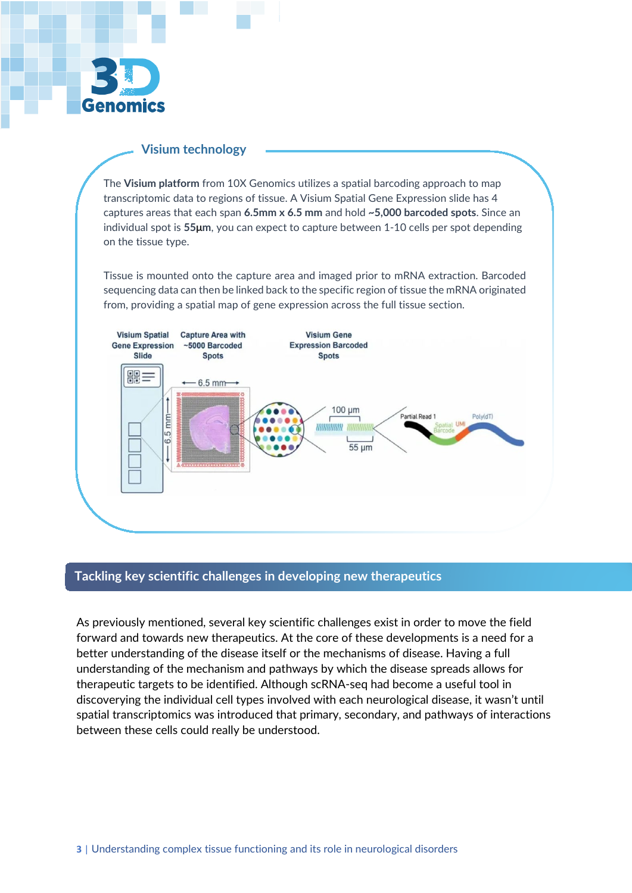## Visium technology

The **Visium platform** from 10X Genomics utilizes a spatial barcoding approach to map transcriptomic data to regions of tissue. A Visium Spatial Gene Expression slide has 4 captures areas that each span **6.5mm x 6.5 mm** and hold **~5,000 barcoded spots**. Since an individual spot is **55µm**, you can expect to capture between 1-10 cells per spot depending on the tissue type.

Tissue is mounted onto the capture area and imaged prior to mRNA extraction. Barcoded sequencing data can then be linked back to the specific region of tissue the mRNA originated from, providing a spatial map of gene expression across the full tissue section.

## Tackling key scientific challenges in developing new therapeutics

As previously mentioned, several key scientific challenges exist in order to move the field forward and towards new therapeutics. At the core of these developments is a need for a better understanding of the disease itself or the mechanisms of disease. Having a full understanding of the mechanism and pathways by which the disease spreads allows for therapeutic targets to be identified. Although scRNA-seq had become a useful tool in discoverying the individual cell types involved with each neurological disease, it wasn't until spatial transcriptomics was introduced that primary, secondary, and pathways of interactions between these cells could really be understood.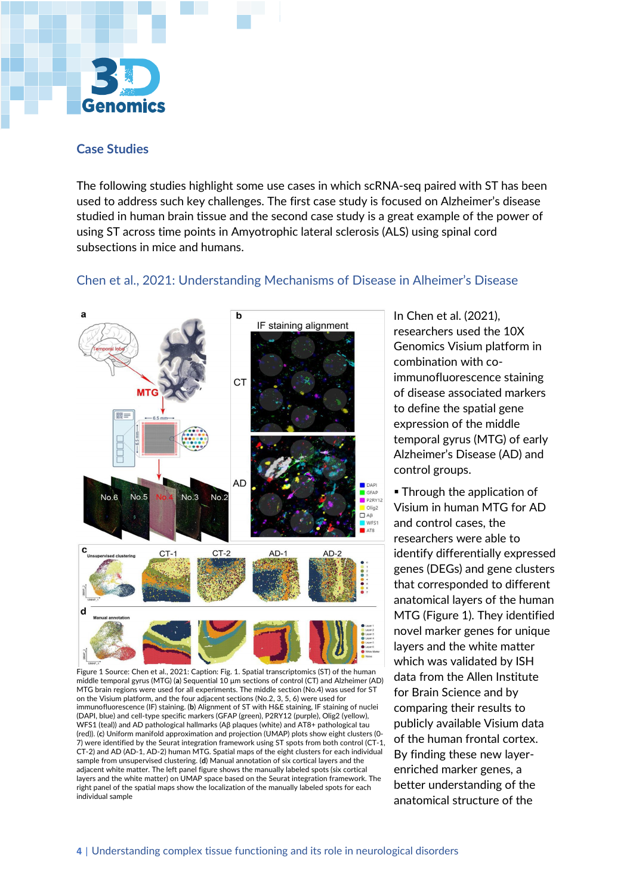## Case Studies

The following studies highlight some use cases in which scRNA-seq paired with ST has been used to address such key challenges. The first case study is focused on Alzheimer's disease studied in human brain tissue and the second case study is a great example of the power of using ST across time points in Amyotrophic lateral sclerosis (ALS) using spinal cord subsections in mice and humans.

### Chen et al., 2021: Understanding Mechanisms of Disease in Alheimer's Disease

In Chen et al. (2021), researchers used the 10X Genomics Visium platform in combination with co-immunofluorescence staining of disease associated markers to define the spatial gene expression of the middle temporal gyrus (MTG) of early Alzheimer's Disease (AD) and control groups.

- Through the application of Visium in human MTG for AD and control cases, the researchers were able to identify differentially expressed genes (DEGs) and gene clusters that corresponded to different anatomical layers of the human MTG (Figure 1). They identified novel marker genes for unique layers and the white matter which was validated by ISH data from the Allen Institute for Brain Science and by comparing their results to publicly available Visium data of the human frontal cortex. By finding these new layer-enriched marker genes, a better understanding of the anatomical structure of the

Figure 1 Source: Chen et al., 2021: Caption: Fig. 1. Spatial transcriptomics (ST) of the human middle temporal gyrus (MTG) (**a**) Sequential 10 μm sections of control (CT) and Alzheimer (AD) MTG brain regions were used for all experiments. The middle section (No.4) was used for ST on the Visium platform, and the four adjacent sections (No.2, 3, 5, 6) were used for immunofluorescence (IF) staining. (**b**) Alignment of ST with H&E staining, IF staining of nuclei (DAPI, blue) and cell-type specific markers (GFAP (green), P2RY12 (purple), Olig2 (yellow), WFS1 (teal)) and AD pathological hallmarks (Aβ plaques (white) and AT8+ pathological tau (red)). (**c**) Uniform manifold approximation and projection (UMAP) plots show eight clusters (0-7) were identified by the Seurat integration framework using ST spots from both control (CT-1, CT-2) and AD (AD-1, AD-2) human MTG. Spatial maps of the eight clusters for each individual sample from unsupervised clustering. (**d**) Manual annotation of six cortical layers and the adjacent white matter. The left panel figure shows the manually labeled spots (six cortical layers and the white matter) on UMAP space based on the Seurat integration framework. The right panel of the spatial maps show the localization of the manually labeled spots for each individual sample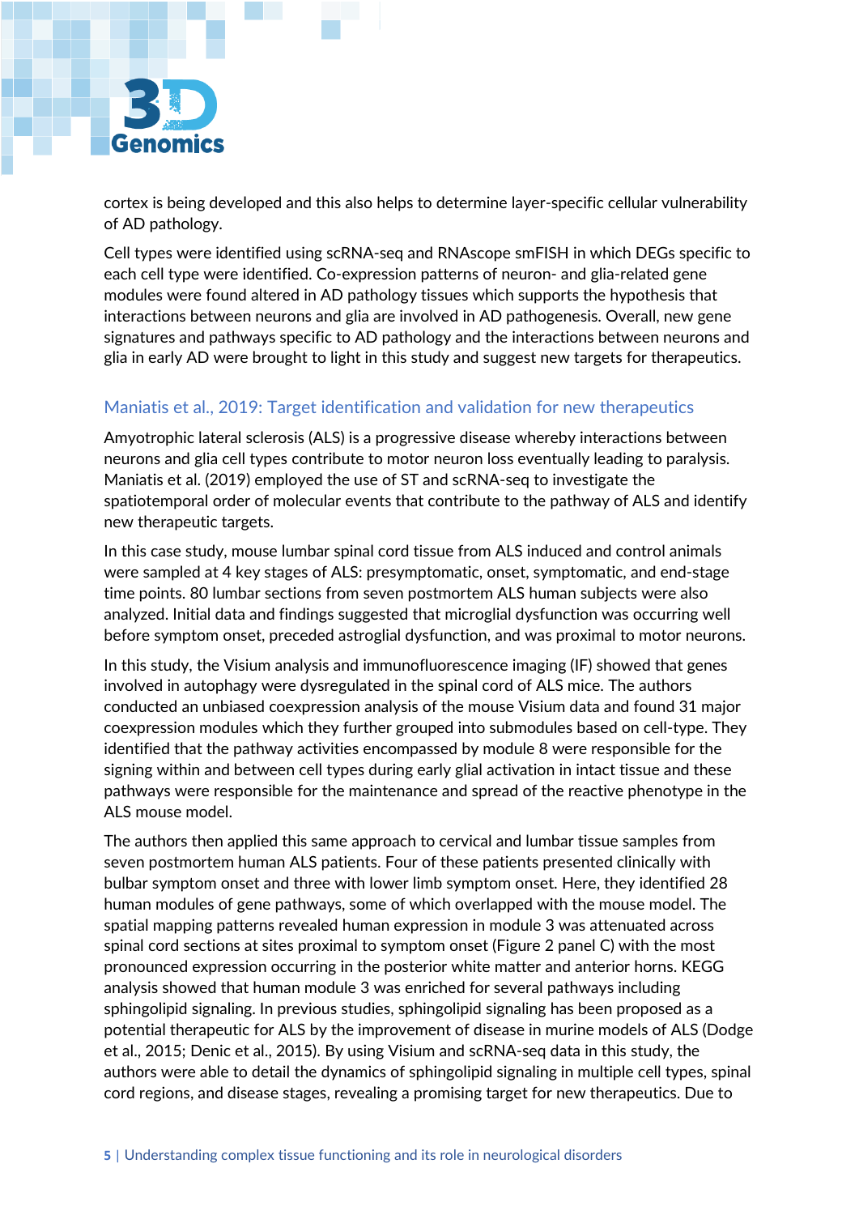cortex is being developed and this also helps to determine layer-specific cellular vulnerability of AD pathology.

Cell types were identified using scRNA-seq and RNAscope smFISH in which DEGs specific to each cell type were identified. Co-expression patterns of neuron- and glia-related gene modules were found altered in AD pathology tissues which supports the hypothesis that interactions between neurons and glia are involved in AD pathogenesis. Overall, new gene signatures and pathways specific to AD pathology and the interactions between neurons and glia in early AD were brought to light in this study and suggest new targets for therapeutics.

## Maniatis et al., 2019: Target identification and validation for new therapeutics

Amyotrophic lateral sclerosis (ALS) is a progressive disease whereby interactions between neurons and glia cell types contribute to motor neuron loss eventually leading to paralysis. Maniatis et al. (2019) employed the use of ST and scRNA-seq to investigate the spatiotemporal order of molecular events that contribute to the pathway of ALS and identify new therapeutic targets.

In this case study, mouse lumbar spinal cord tissue from ALS induced and control animals were sampled at 4 key stages of ALS: presymptomatic, onset, symptomatic, and end-stage time points. 80 lumbar sections from seven postmortem ALS human subjects were also analyzed. Initial data and findings suggested that microglial dysfunction was occurring well before symptom onset, preceded astroglial dysfunction, and was proximal to motor neurons.

In this study, the Visium analysis and immunofluorescence imaging (IF) showed that genes involved in autophagy were dysregulated in the spinal cord of ALS mice. The authors conducted an unbiased coexpression analysis of the mouse Visium data and found 31 major coexpression modules which they further grouped into submodules based on cell-type. They identified that the pathway activities encompassed by module 8 were responsible for the signing within and between cell types during early glial activation in intact tissue and these pathways were responsible for the maintenance and spread of the reactive phenotype in the ALS mouse model.

The authors then applied this same approach to cervical and lumbar tissue samples from seven postmortem human ALS patients. Four of these patients presented clinically with bulbar symptom onset and three with lower limb symptom onset. Here, they identified 28 human modules of gene pathways, some of which overlapped with the mouse model. The spatial mapping patterns revealed human expression in module 3 was attenuated across spinal cord sections at sites proximal to symptom onset (Figure 2 panel C) with the most pronounced expression occurring in the posterior white matter and anterior horns. KEGG analysis showed that human module 3 was enriched for several pathways including sphingolipid signaling. In previous studies, sphingolipid signaling has been proposed as a potential therapeutic for ALS by the improvement of disease in murine models of ALS (Dodge et al., 2015; Denic et al., 2015). By using Visium and scRNA-seq data in this study, the authors were able to detail the dynamics of sphingolipid signaling in multiple cell types, spinal cord regions, and disease stages, revealing a promising target for new therapeutics. Due to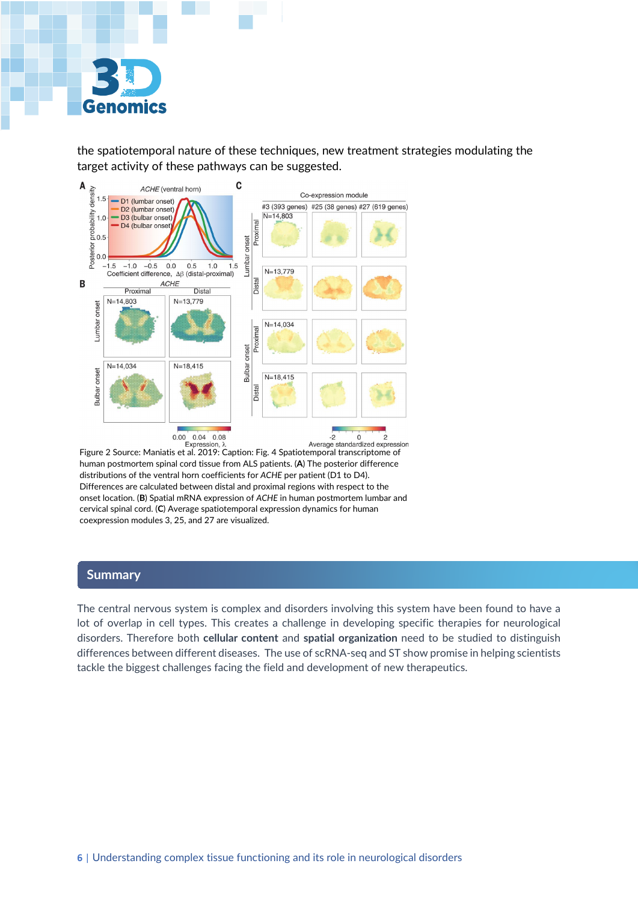the spatiotemporal nature of these techniques, new treatment strategies modulating the target activity of these pathways can be suggested.

Figure 2 Source: Maniatis et al. 2019: Caption: Fig. 4 Spatiotemporal transcriptome of human postmortem spinal cord tissue from ALS patients. (**A**) The posterior difference distributions of the ventral horn coefficients for *ACHE* per patient (D1 to D4). Differences are calculated between distal and proximal regions with respect to the onset location. (**B**) Spatial mRNA expression of *ACHE* in human postmortem lumbar and cervical spinal cord. (**C**) Average spatiotemporal expression dynamics for human coexpression modules 3, 25, and 27 are visualized.

## Summary

The central nervous system is complex and disorders involving this system have been found to have a lot of overlap in cell types. This creates a challenge in developing specific therapies for neurological disorders. Therefore both **cellular content** and **spatial organization** need to be studied to distinguish differences between different diseases. The use of scRNA-seq and ST show promise in helping scientists tackle the biggest challenges facing the field and development of new therapeutics.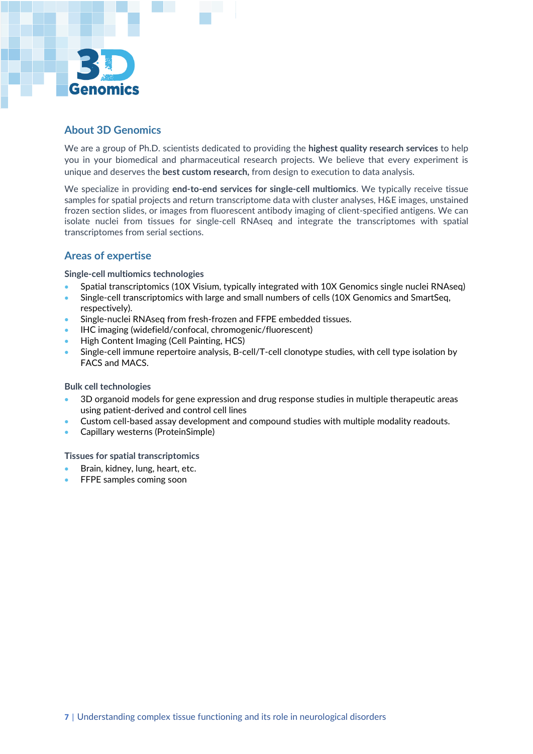## About 3D Genomics

We are a group of Ph.D. scientists dedicated to providing the **highest quality research services** to help you in your biomedical and pharmaceutical research projects. We believe that every experiment is unique and deserves the **best custom research,** from design to execution to data analysis.

We specialize in providing **end-to-end services for single-cell multiomics**. We typically receive tissue samples for spatial projects and return transcriptome data with cluster analyses, H&E images, unstained frozen section slides, or images from fluorescent antibody imaging of client-specified antigens. We can isolate nuclei from tissues for single-cell RNAseq and integrate the transcriptomes with spatial transcriptomes from serial sections.

## Areas of expertise

### Single-cell multiomics technologies

- Spatial transcriptomics (10X Visium, typically integrated with 10X Genomics single nuclei RNAseq)
- Single-cell transcriptomics with large and small numbers of cells (10X Genomics and SmartSeq, respectively).
- Single-nuclei RNAseq from fresh-frozen and FFPE embedded tissues.
- IHC imaging (widefield/confocal, chromogenic/fluorescent)
- High Content Imaging (Cell Painting, HCS)
- Single-cell immune repertoire analysis, B-cell/T-cell clonotype studies, with cell type isolation by FACS and MACS.

### Bulk cell technologies

- 3D organoid models for gene expression and drug response studies in multiple therapeutic areas using patient-derived and control cell lines
- Custom cell-based assay development and compound studies with multiple modality readouts.
- Capillary westerns (ProteinSimple)

### Tissues for spatial transcriptomics

- Brain, kidney, lung, heart, etc.
- FFPE samples coming soon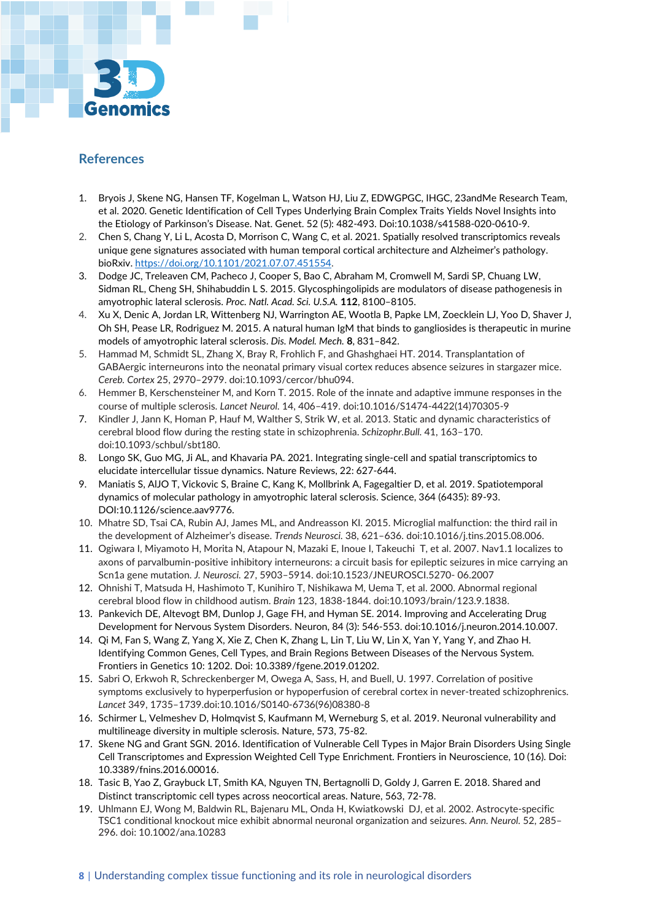## References

1. Bryois J, Skene NG, Hansen TF, Kogelman L, Watson HJ, Liu Z, EDWGPGC, IHGC, 23andMe Research Team, et al. 2020. Genetic Identification of Cell Types Underlying Brain Complex Traits Yields Novel Insights into the Etiology of Parkinson's Disease. Nat. Genet. 52 (5): 482-493. Doi:10.1038/s41588-020-0610-9.
2. Chen S, Chang Y, Li L, Acosta D, Morrison C, Wang C, et al. 2021. Spatially resolved transcriptomics reveals unique gene signatures associated with human temporal cortical architecture and Alzheimer's pathology. bioRxiv. https://doi.org/10.1101/2021.07.07.451554.
3. Dodge JC, Treleaven CM, Pacheco J, Cooper S, Bao C, Abraham M, Cromwell M, Sardi SP, Chuang LW, Sidman RL, Cheng SH, Shihabuddin L S. 2015. Glycosphingolipids are modulators of disease pathogenesis in amyotrophic lateral sclerosis. *Proc. Natl. Acad. Sci. U.S.A.* **112**, 8100–8105.
4. Xu X, Denic A, Jordan LR, Wittenberg NJ, Warrington AE, Wootla B, Papke LM, Zoecklein LJ, Yoo D, Shaver J, Oh SH, Pease LR, Rodriguez M. 2015. A natural human IgM that binds to gangliosides is therapeutic in murine models of amyotrophic lateral sclerosis. *Dis. Model. Mech.* **8**, 831–842.
5. Hammad M, Schmidt SL, Zhang X, Bray R, Frohlich F, and Ghashghaei HT. 2014. Transplantation of GABAergic interneurons into the neonatal primary visual cortex reduces absence seizures in stargazer mice. *Cereb. Cortex* 25, 2970–2979. doi:10.1093/cercor/bhu094.
6. Hemmer B, Kerschensteiner M, and Korn T. 2015. Role of the innate and adaptive immune responses in the course of multiple sclerosis. *Lancet Neurol.* 14, 406–419. doi:10.1016/S1474-4422(14)70305-9
7. Kindler J, Jann K, Homan P, Hauf M, Walther S, Strik W, et al. 2013. Static and dynamic characteristics of cerebral blood flow during the resting state in schizophrenia. *Schizophr.Bull.* 41, 163–170. doi:10.1093/schbul/sbt180.
8. Longo SK, Guo MG, Ji AL, and Khavaria PA. 2021. Integrating single-cell and spatial transcriptomics to elucidate intercellular tissue dynamics. Nature Reviews, 22: 627-644.
9. Maniatis S, AIJO T, Vickovic S, Braine C, Kang K, Mollbrink A, Fagegaltier D, et al. 2019. Spatiotemporal dynamics of molecular pathology in amyotrophic lateral sclerosis. Science, 364 (6435): 89-93. DOI:10.1126/science.aav9776.
10. Mhatre SD, Tsai CA, Rubin AJ, James ML, and Andreasson KI. 2015. Microglial malfunction: the third rail in the development of Alzheimer's disease. *Trends Neurosci.* 38, 621–636. doi:10.1016/j.tins.2015.08.006.
11. Ogiwara I, Miyamoto H, Morita N, Atapour N, Mazaki E, Inoue I, Takeuchi T, et al. 2007. Nav1.1 localizes to axons of parvalbumin-positive inhibitory interneurons: a circuit basis for epileptic seizures in mice carrying an Scn1a gene mutation. *J. Neurosci.* 27, 5903–5914. doi:10.1523/JNEUROSCI.5270- 06.2007
12. Ohnishi T, Matsuda H, Hashimoto T, Kunihiro T, Nishikawa M, Uema T, et al. 2000. Abnormal regional cerebral blood flow in childhood autism. *Brain* 123, 1838-1844. doi:10.1093/brain/123.9.1838.
13. Pankevich DE, Altevogt BM, Dunlop J, Gage FH, and Hyman SE. 2014. Improving and Accelerating Drug Development for Nervous System Disorders. Neuron, 84 (3): 546-553. doi:10.1016/j.neuron.2014.10.007.
14. Qi M, Fan S, Wang Z, Yang X, Xie Z, Chen K, Zhang L, Lin T, Liu W, Lin X, Yan Y, Yang Y, and Zhao H. Identifying Common Genes, Cell Types, and Brain Regions Between Diseases of the Nervous System. Frontiers in Genetics 10: 1202. Doi: 10.3389/fgene.2019.01202.
15. Sabri O, Erkwoh R, Schreckenberger M, Owega A, Sass, H, and Buell, U. 1997. Correlation of positive symptoms exclusively to hyperperfusion or hypoperfusion of cerebral cortex in never-treated schizophrenics. *Lancet* 349, 1735–1739.doi:10.1016/S0140-6736(96)08380-8
16. Schirmer L, Velmeshev D, Holmqvist S, Kaufmann M, Werneburg S, et al. 2019. Neuronal vulnerability and multilineage diversity in multiple sclerosis. Nature, 573, 75-82.
17. Skene NG and Grant SGN. 2016. Identification of Vulnerable Cell Types in Major Brain Disorders Using Single Cell Transcriptomes and Expression Weighted Cell Type Enrichment. Frontiers in Neuroscience, 10 (16). Doi: 10.3389/fnins.2016.00016.
18. Tasic B, Yao Z, Graybuck LT, Smith KA, Nguyen TN, Bertagnolli D, Goldy J, Garren E. 2018. Shared and Distinct transcriptomic cell types across neocortical areas. Nature, 563, 72-78.
19. Uhlmann EJ, Wong M, Baldwin RL, Bajenaru ML, Onda H, Kwiatkowski DJ, et al. 2002. Astrocyte-specific TSC1 conditional knockout mice exhibit abnormal neuronal organization and seizures. *Ann. Neurol.* 52, 285–296. doi: 10.1002/ana.10283